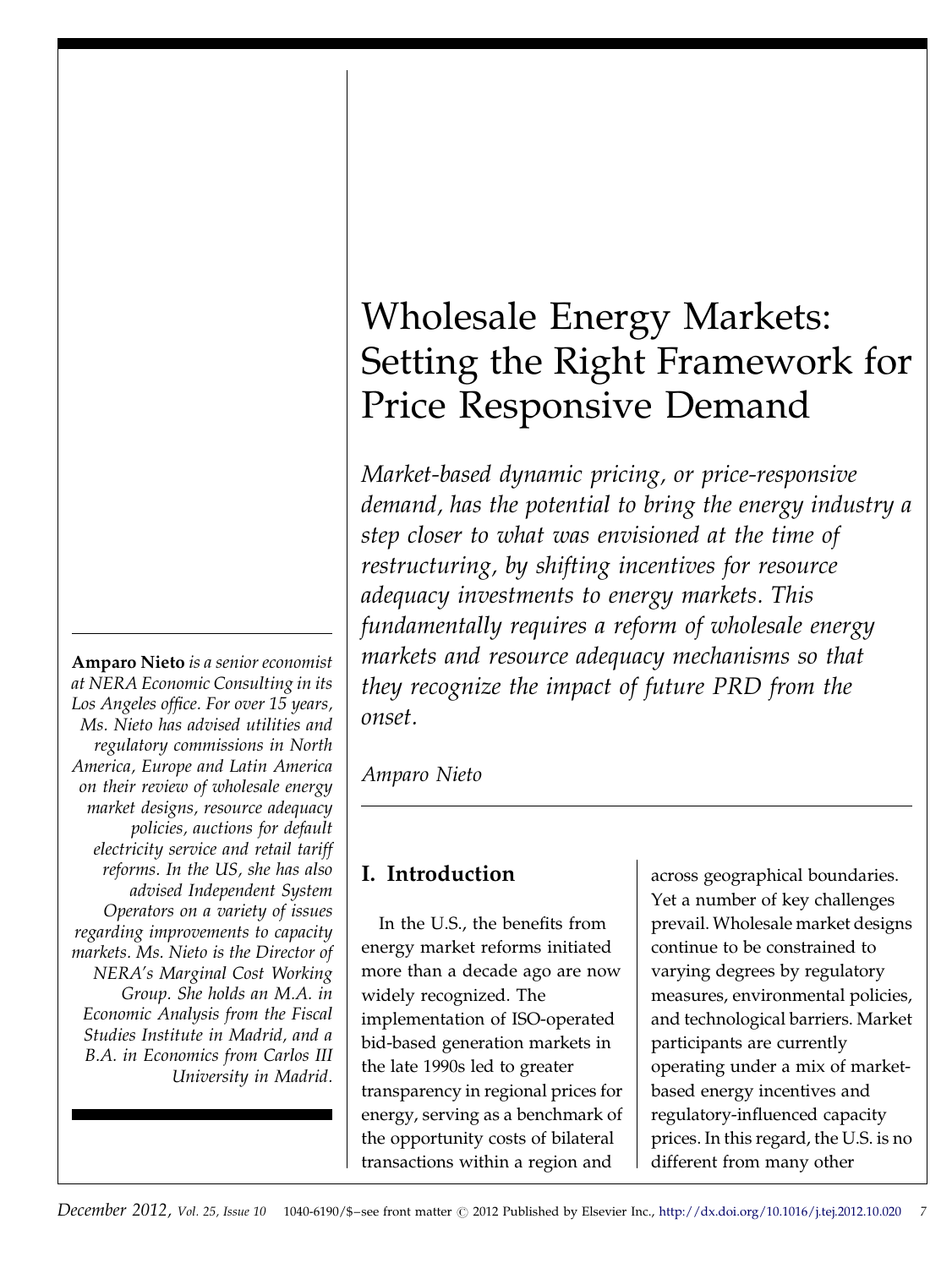# Wholesale Energy Markets: Setting the Right Framework for Price Responsive Demand

*Market-based dynamic pricing, or price-responsive demand, has the potential to bring the energy industry a step closer to what was envisioned at the time of restructuring, by shifting incentives for resource adequacy investments to energy markets. This fundamentally requires a reform of wholesale energy markets and resource adequacy mechanisms so that they recognize the impact of future PRD from the onset.*

*Amparo Nieto*

**Amparo Nieto** *is a senior economist at NERA Economic Consulting in its Los Angeles office. For over 15 years, Ms. Nieto has advised utilities and regulatory commissions in North America, Europe and Latin America on their review of wholesale energy market designs, resource adequacy policies, auctions for default electricity service and retail tariff reforms. In the US, she has also advised Independent System Operators on a variety of issues regarding improvements to capacity markets. Ms. Nieto is the Director of NERA's Marginal Cost Working Group. She holds an M.A. in Economic Analysis from the Fiscal Studies Institute in Madrid, and a B.A. in Economics from Carlos III University in Madrid.*

## I. Introduction

In the U.S., the benefits from energy market reforms initiated more than a decade ago are now widely recognized. The implementation of ISO-operated bid-based generation markets in the late 1990s led to greater transparency in regional prices for energy, serving as a benchmark of the opportunity costs of bilateral transactions within a region and across geographical boundaries. Yet a number of key challenges prevail. Wholesale market designs continue to be constrained to varying degrees by regulatory measures, environmental policies, and technological barriers. Market participants are currently operating under a mix of market-based energy incentives and regulatory-influenced capacity prices. In this regard, the U.S. is no different from many other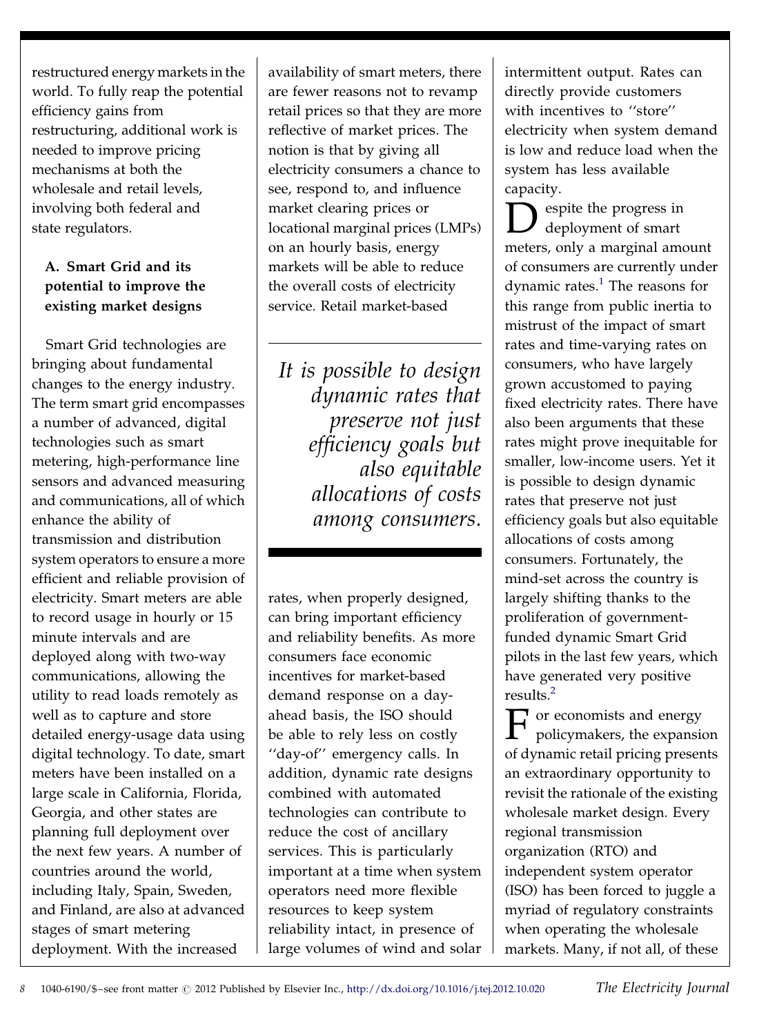restructured energy markets in the world. To fully reap the potential efficiency gains from restructuring, additional work is needed to improve pricing mechanisms at both the wholesale and retail levels, involving both federal and state regulators.

### A. Smart Grid and its potential to improve the existing market designs

Smart Grid technologies are bringing about fundamental changes to the energy industry. The term smart grid encompasses a number of advanced, digital technologies such as smart metering, high-performance line sensors and advanced measuring and communications, all of which enhance the ability of transmission and distribution system operators to ensure a more efficient and reliable provision of electricity. Smart meters are able to record usage in hourly or 15 minute intervals and are deployed along with two-way communications, allowing the utility to read loads remotely as well as to capture and store detailed energy-usage data using digital technology. To date, smart meters have been installed on a large scale in California, Florida, Georgia, and other states are planning full deployment over the next few years. A number of countries around the world, including Italy, Spain, Sweden, and Finland, are also at advanced stages of smart metering deployment. With the increased availability of smart meters, there are fewer reasons not to revamp retail prices so that they are more reflective of market prices. The notion is that by giving all electricity consumers a chance to see, respond to, and influence market clearing prices or locational marginal prices (LMPs) on an hourly basis, energy markets will be able to reduce the overall costs of electricity service. Retail market-based rates, when properly designed, can bring important efficiency and reliability benefits. As more consumers face economic incentives for market-based demand response on a day-ahead basis, the ISO should be able to rely less on costly ''day-of'' emergency calls. In addition, dynamic rate designs combined with automated technologies can contribute to reduce the cost of ancillary services. This is particularly important at a time when system operators need more flexible resources to keep system reliability intact, in presence of large volumes of wind and solar intermittent output. Rates can directly provide customers with incentives to ''store'' electricity when system demand is low and reduce load when the system has less available capacity.

*It is possible to design dynamic rates that preserve not just efficiency goals but also equitable allocations of costs among consumers.*

Despite the progress in deployment of smart meters, only a marginal amount of consumers are currently under dynamic rates.[1] The reasons for this range from public inertia to mistrust of the impact of smart rates and time-varying rates on consumers, who have largely grown accustomed to paying fixed electricity rates. There have also been arguments that these rates might prove inequitable for smaller, low-income users. Yet it is possible to design dynamic rates that preserve not just efficiency goals but also equitable allocations of costs among consumers. Fortunately, the mind-set across the country is largely shifting thanks to the proliferation of government-funded dynamic Smart Grid pilots in the last few years, which have generated very positive results.[2]

For economists and energy policymakers, the expansion of dynamic retail pricing presents an extraordinary opportunity to revisit the rationale of the existing wholesale market design. Every regional transmission organization (RTO) and independent system operator (ISO) has been forced to juggle a myriad of regulatory constraints when operating the wholesale markets. Many, if not all, of these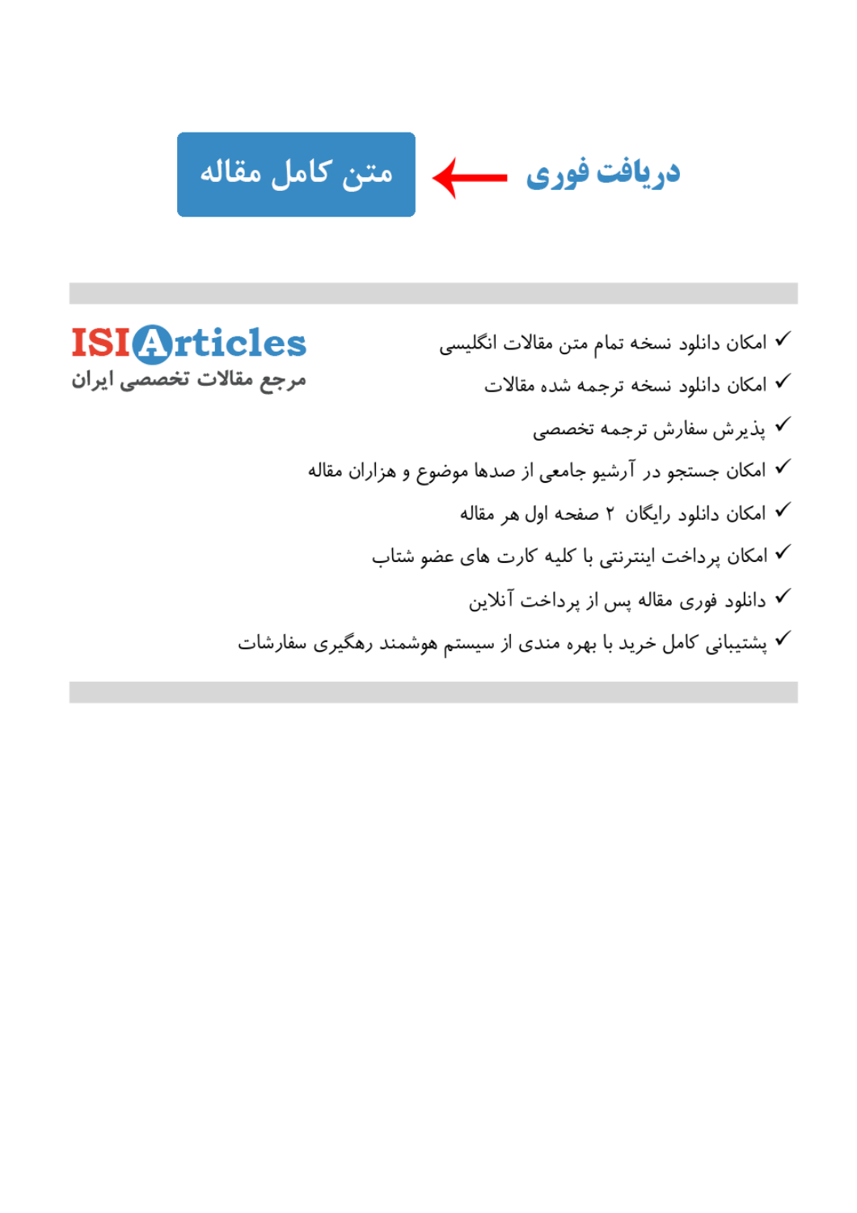دریافت فوری ← **متن کامل مقاله**

**ISIArticles**
مرجع مقالات تخصصی ایران

- ✓ امکان دانلود نسخه تمام متن مقالات انگلیسی
- ✓ امکان دانلود نسخه ترجمه شده مقالات
- ✓ پذیرش سفارش ترجمه تخصصی
- ✓ امکان جستجو در آرشیو جامعی از صدها موضوع و هزاران مقاله
- ✓ امکان دانلود رایگان ۲ صفحه اول هر مقاله
- ✓ امکان پرداخت اینترنتی با کلیه کارت های عضو شتاب
- ✓ دانلود فوری مقاله پس از پرداخت آنلاین
- ✓ پشتیبانی کامل خرید با بهره مندی از سیستم هوشمند رهگیری سفارشات